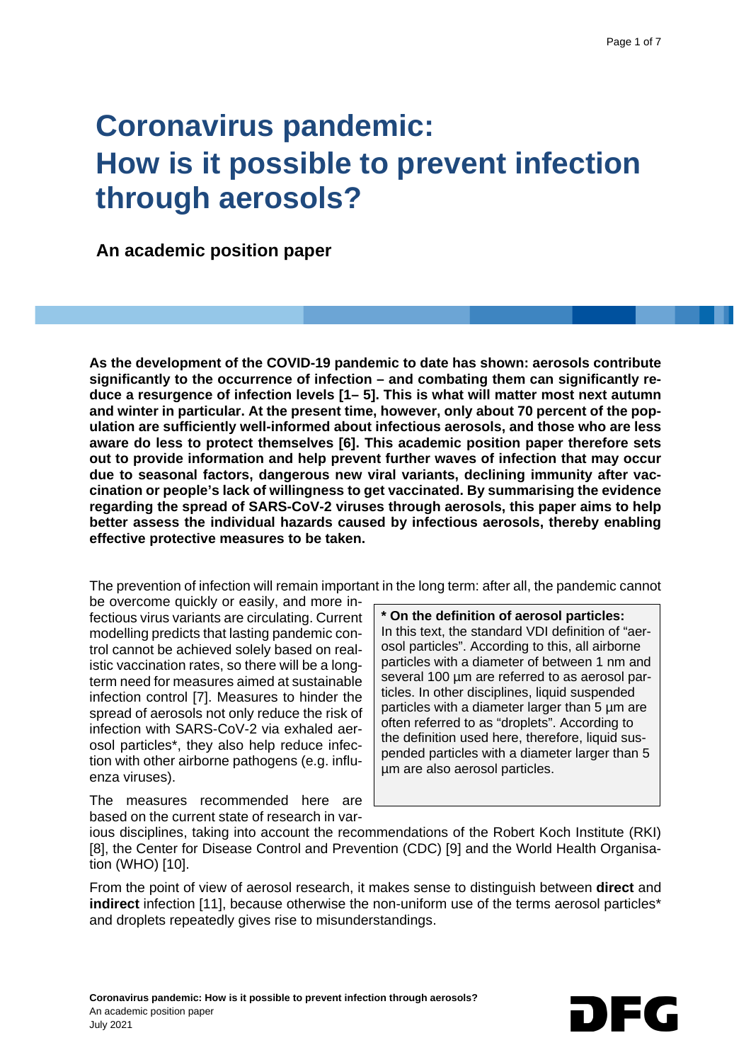# Coronavirus pandemic: How is it possible to prevent infection through aerosols?

## An academic position paper

**As the development of the COVID-19 pandemic to date has shown: aerosols contribute significantly to the occurrence of infection – and combating them can significantly reduce a resurgence of infection levels [1– 5]. This is what will matter most next autumn and winter in particular. At the present time, however, only about 70 percent of the population are sufficiently well-informed about infectious aerosols, and those who are less aware do less to protect themselves [6]. This academic position paper therefore sets out to provide information and help prevent further waves of infection that may occur due to seasonal factors, dangerous new viral variants, declining immunity after vaccination or people's lack of willingness to get vaccinated. By summarising the evidence regarding the spread of SARS-CoV-2 viruses through aerosols, this paper aims to help better assess the individual hazards caused by infectious aerosols, thereby enabling effective protective measures to be taken.**

The prevention of infection will remain important in the long term: after all, the pandemic cannot be overcome quickly or easily, and more infectious virus variants are circulating. Current modelling predicts that lasting pandemic control cannot be achieved solely based on realistic vaccination rates, so there will be a long-term need for measures aimed at sustainable infection control [7]. Measures to hinder the spread of aerosols not only reduce the risk of infection with SARS-CoV-2 via exhaled aerosol particles*, they also help reduce infection with other airborne pathogens (e.g. influenza viruses).

> **\* On the definition of aerosol particles:**
> In this text, the standard VDI definition of "aerosol particles". According to this, all airborne particles with a diameter of between 1 nm and several 100 µm are referred to as aerosol particles. In other disciplines, liquid suspended particles with a diameter larger than 5 µm are often referred to as "droplets". According to the definition used here, therefore, liquid suspended particles with a diameter larger than 5 µm are also aerosol particles.

The measures recommended here are based on the current state of research in various disciplines, taking into account the recommendations of the Robert Koch Institute (RKI) [8], the Center for Disease Control and Prevention (CDC) [9] and the World Health Organisation (WHO) [10].

From the point of view of aerosol research, it makes sense to distinguish between **direct** and **indirect** infection [11], because otherwise the non-uniform use of the terms aerosol particles* and droplets repeatedly gives rise to misunderstandings.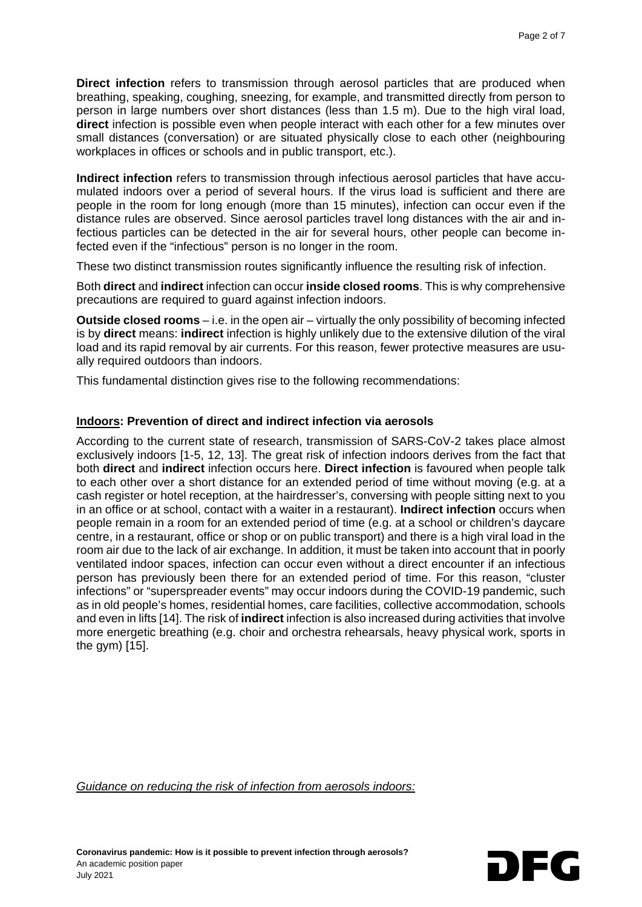**Direct infection** refers to transmission through aerosol particles that are produced when breathing, speaking, coughing, sneezing, for example, and transmitted directly from person to person in large numbers over short distances (less than 1.5 m). Due to the high viral load, **direct** infection is possible even when people interact with each other for a few minutes over small distances (conversation) or are situated physically close to each other (neighbouring workplaces in offices or schools and in public transport, etc.).

**Indirect infection** refers to transmission through infectious aerosol particles that have accumulated indoors over a period of several hours. If the virus load is sufficient and there are people in the room for long enough (more than 15 minutes), infection can occur even if the distance rules are observed. Since aerosol particles travel long distances with the air and infectious particles can be detected in the air for several hours, other people can become infected even if the "infectious" person is no longer in the room.

These two distinct transmission routes significantly influence the resulting risk of infection.

Both **direct** and **indirect** infection can occur **inside closed rooms**. This is why comprehensive precautions are required to guard against infection indoors.

**Outside closed rooms** – i.e. in the open air – virtually the only possibility of becoming infected is by **direct** means: **indirect** infection is highly unlikely due to the extensive dilution of the viral load and its rapid removal by air currents. For this reason, fewer protective measures are usually required outdoors than indoors.

This fundamental distinction gives rise to the following recommendations:

### Indoors: Prevention of direct and indirect infection via aerosols

According to the current state of research, transmission of SARS-CoV-2 takes place almost exclusively indoors [1-5, 12, 13]. The great risk of infection indoors derives from the fact that both **direct** and **indirect** infection occurs here. **Direct infection** is favoured when people talk to each other over a short distance for an extended period of time without moving (e.g. at a cash register or hotel reception, at the hairdresser's, conversing with people sitting next to you in an office or at school, contact with a waiter in a restaurant). **Indirect infection** occurs when people remain in a room for an extended period of time (e.g. at a school or children's daycare centre, in a restaurant, office or shop or on public transport) and there is a high viral load in the room air due to the lack of air exchange. In addition, it must be taken into account that in poorly ventilated indoor spaces, infection can occur even without a direct encounter if an infectious person has previously been there for an extended period of time. For this reason, "cluster infections" or "superspreader events" may occur indoors during the COVID-19 pandemic, such as in old people's homes, residential homes, care facilities, collective accommodation, schools and even in lifts [14]. The risk of **indirect** infection is also increased during activities that involve more energetic breathing (e.g. choir and orchestra rehearsals, heavy physical work, sports in the gym) [15].

*Guidance on reducing the risk of infection from aerosols indoors:*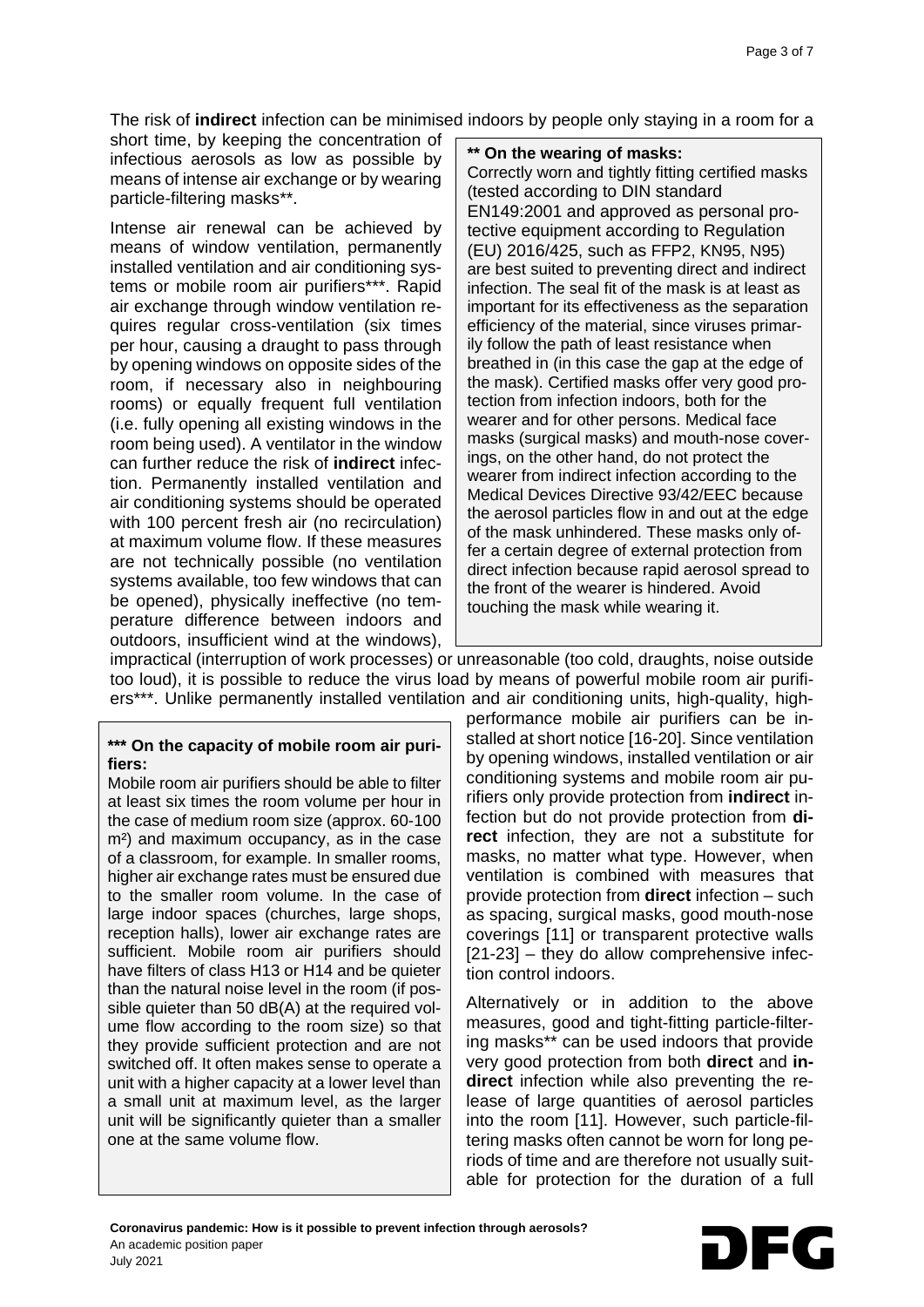The risk of **indirect** infection can be minimised indoors by people only staying in a room for a short time, by keeping the concentration of infectious aerosols as low as possible by means of intense air exchange or by wearing particle-filtering masks**.

Intense air renewal can be achieved by means of window ventilation, permanently installed ventilation and air conditioning systems or mobile room air purifiers***. Rapid air exchange through window ventilation requires regular cross-ventilation (six times per hour, causing a draught to pass through by opening windows on opposite sides of the room, if necessary also in neighbouring rooms) or equally frequent full ventilation (i.e. fully opening all existing windows in the room being used). A ventilator in the window can further reduce the risk of **indirect** infection. Permanently installed ventilation and air conditioning systems should be operated with 100 percent fresh air (no recirculation) at maximum volume flow. If these measures are not technically possible (no ventilation systems available, too few windows that can be opened), physically ineffective (no temperature difference between indoors and outdoors, insufficient wind at the windows), impractical (interruption of work processes) or unreasonable (too cold, draughts, noise outside too loud), it is possible to reduce the virus load by means of powerful mobile room air purifiers***. Unlike permanently installed ventilation and air conditioning units, high-quality, high-performance mobile air purifiers can be installed at short notice [16-20]. Since ventilation by opening windows, installed ventilation or air conditioning systems and mobile room air purifiers only provide protection from **indirect** infection but do not provide protection from **direct** infection, they are not a substitute for masks, no matter what type. However, when ventilation is combined with measures that provide protection from **direct** infection – such as spacing, surgical masks, good mouth-nose coverings [11] or transparent protective walls [21-23] – they do allow comprehensive infection control indoors.

Alternatively or in addition to the above measures, good and tight-fitting particle-filtering masks** can be used indoors that provide very good protection from both **direct** and **indirect** infection while also preventing the release of large quantities of aerosol particles into the room [11]. However, such particle-filtering masks often cannot be worn for long periods of time and are therefore not usually suitable for protection for the duration of a full

> **** On the wearing of masks:**
> Correctly worn and tightly fitting certified masks (tested according to DIN standard EN149:2001 and approved as personal protective equipment according to Regulation (EU) 2016/425, such as FFP2, KN95, N95) are best suited to preventing direct and indirect infection. The seal fit of the mask is at least as important for its effectiveness as the separation efficiency of the material, since viruses primarily follow the path of least resistance when breathed in (in this case the gap at the edge of the mask). Certified masks offer very good protection from infection indoors, both for the wearer and for other persons. Medical face masks (surgical masks) and mouth-nose coverings, on the other hand, do not protect the wearer from indirect infection according to the Medical Devices Directive 93/42/EEC because the aerosol particles flow in and out at the edge of the mask unhindered. These masks only offer a certain degree of external protection from direct infection because rapid aerosol spread to the front of the wearer is hindered. Avoid touching the mask while wearing it.

> ***** On the capacity of mobile room air purifiers:**
> Mobile room air purifiers should be able to filter at least six times the room volume per hour in the case of medium room size (approx. 60-100 m²) and maximum occupancy, as in the case of a classroom, for example. In smaller rooms, higher air exchange rates must be ensured due to the smaller room volume. In the case of large indoor spaces (churches, large shops, reception halls), lower air exchange rates are sufficient. Mobile room air purifiers should have filters of class H13 or H14 and be quieter than the natural noise level in the room (if possible quieter than 50 dB(A) at the required volume flow according to the room size) so that they provide sufficient protection and are not switched off. It often makes sense to operate a unit with a higher capacity at a lower level than a small unit at maximum level, as the larger unit will be significantly quieter than a smaller one at the same volume flow.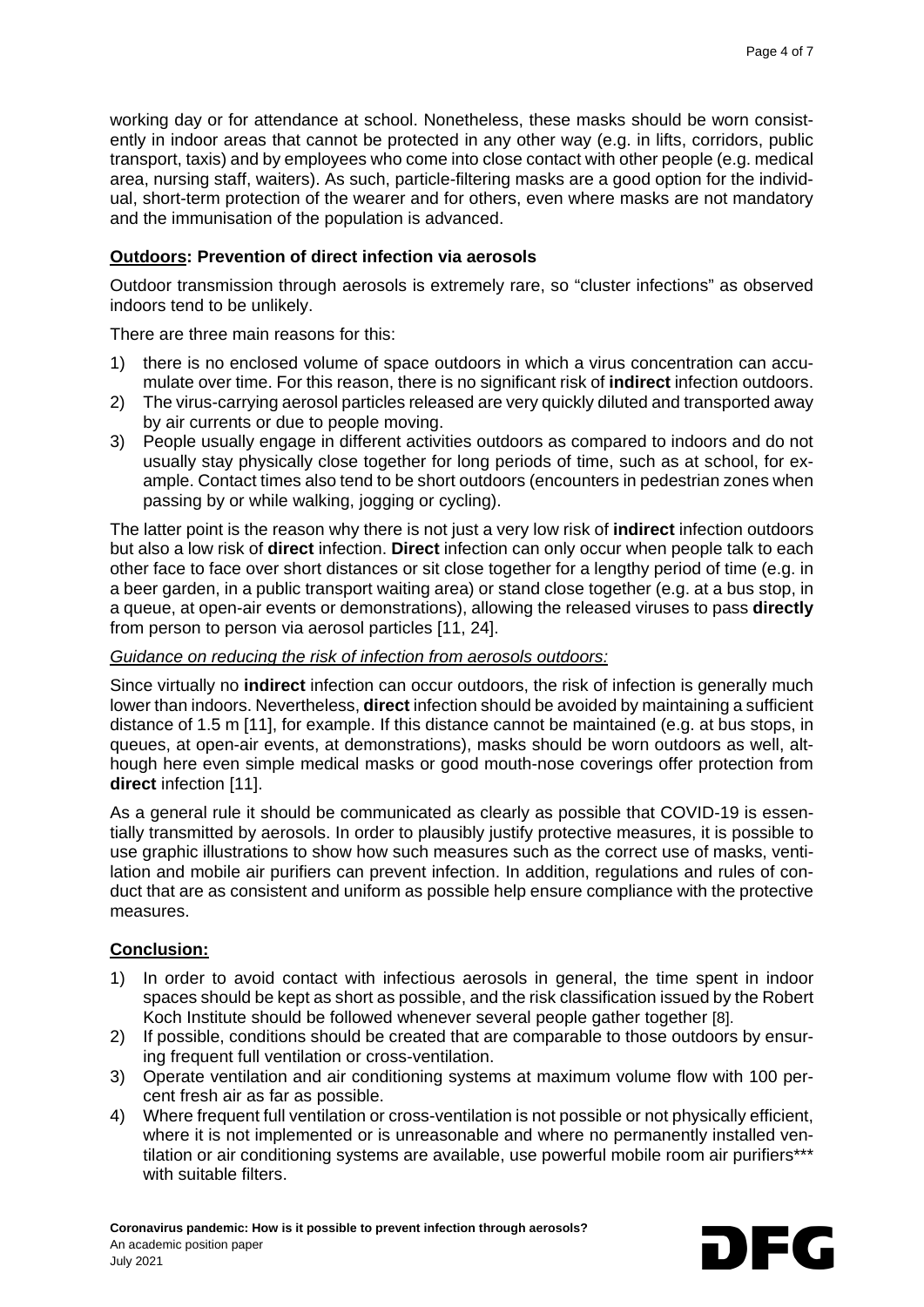working day or for attendance at school. Nonetheless, these masks should be worn consistently in indoor areas that cannot be protected in any other way (e.g. in lifts, corridors, public transport, taxis) and by employees who come into close contact with other people (e.g. medical area, nursing staff, waiters). As such, particle-filtering masks are a good option for the individual, short-term protection of the wearer and for others, even where masks are not mandatory and the immunisation of the population is advanced.

**Outdoors: Prevention of direct infection via aerosols**

Outdoor transmission through aerosols is extremely rare, so "cluster infections" as observed indoors tend to be unlikely.

There are three main reasons for this:

1) there is no enclosed volume of space outdoors in which a virus concentration can accumulate over time. For this reason, there is no significant risk of **indirect** infection outdoors.
2) The virus-carrying aerosol particles released are very quickly diluted and transported away by air currents or due to people moving.
3) People usually engage in different activities outdoors as compared to indoors and do not usually stay physically close together for long periods of time, such as at school, for example. Contact times also tend to be short outdoors (encounters in pedestrian zones when passing by or while walking, jogging or cycling).

The latter point is the reason why there is not just a very low risk of **indirect** infection outdoors but also a low risk of **direct** infection. **Direct** infection can only occur when people talk to each other face to face over short distances or sit close together for a lengthy period of time (e.g. in a beer garden, in a public transport waiting area) or stand close together (e.g. at a bus stop, in a queue, at open-air events or demonstrations), allowing the released viruses to pass **directly** from person to person via aerosol particles [11, 24].

*Guidance on reducing the risk of infection from aerosols outdoors:*

Since virtually no **indirect** infection can occur outdoors, the risk of infection is generally much lower than indoors. Nevertheless, **direct** infection should be avoided by maintaining a sufficient distance of 1.5 m [11], for example. If this distance cannot be maintained (e.g. at bus stops, in queues, at open-air events, at demonstrations), masks should be worn outdoors as well, although here even simple medical masks or good mouth-nose coverings offer protection from **direct** infection [11].

As a general rule it should be communicated as clearly as possible that COVID-19 is essentially transmitted by aerosols. In order to plausibly justify protective measures, it is possible to use graphic illustrations to show how such measures such as the correct use of masks, ventilation and mobile air purifiers can prevent infection. In addition, regulations and rules of conduct that are as consistent and uniform as possible help ensure compliance with the protective measures.

**Conclusion:**

1) In order to avoid contact with infectious aerosols in general, the time spent in indoor spaces should be kept as short as possible, and the risk classification issued by the Robert Koch Institute should be followed whenever several people gather together [8].
2) If possible, conditions should be created that are comparable to those outdoors by ensuring frequent full ventilation or cross-ventilation.
3) Operate ventilation and air conditioning systems at maximum volume flow with 100 percent fresh air as far as possible.
4) Where frequent full ventilation or cross-ventilation is not possible or not physically efficient, where it is not implemented or is unreasonable and where no permanently installed ventilation or air conditioning systems are available, use powerful mobile room air purifiers*** with suitable filters.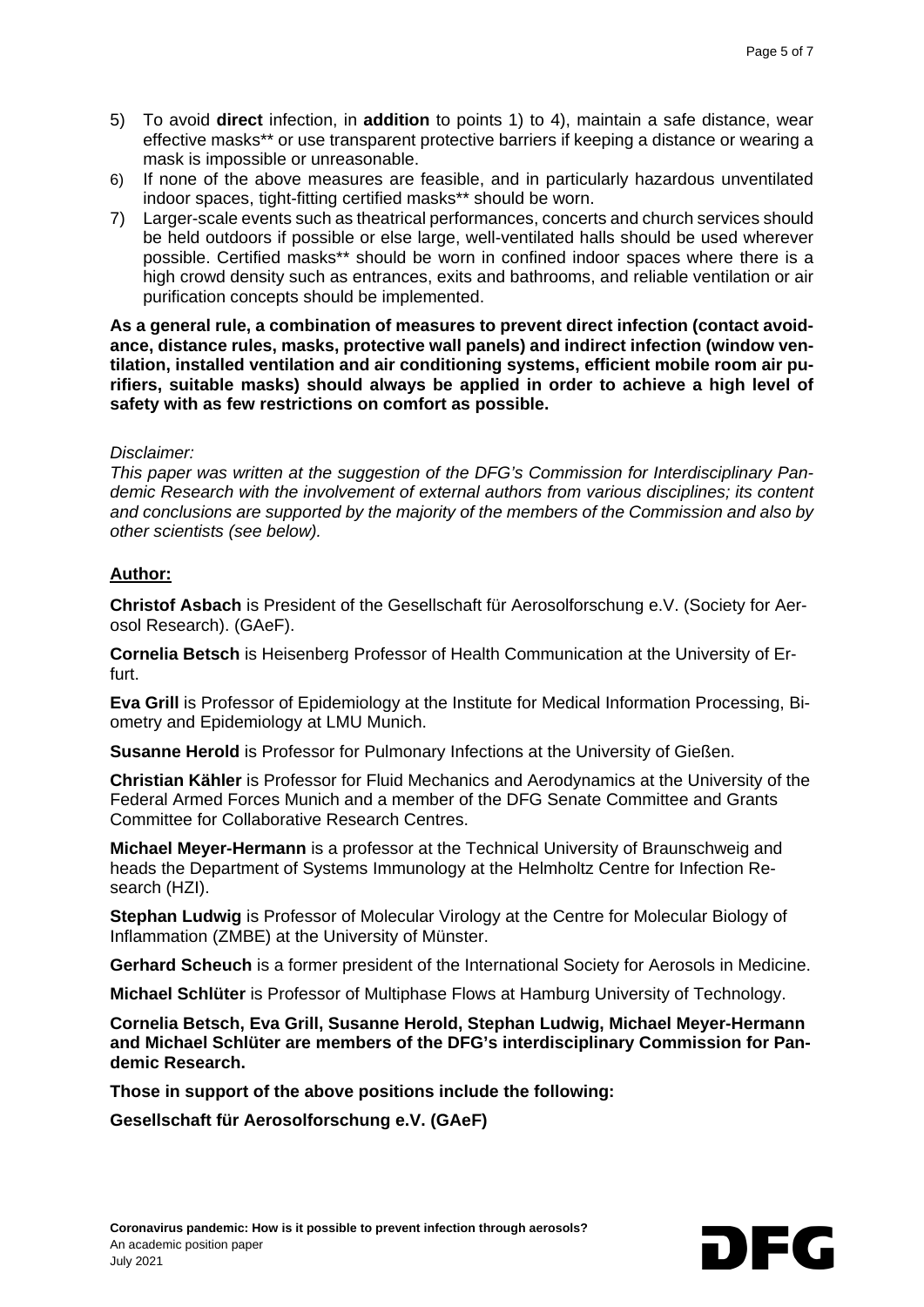5) To avoid **direct** infection, in **addition** to points 1) to 4), maintain a safe distance, wear effective masks** or use transparent protective barriers if keeping a distance or wearing a mask is impossible or unreasonable.
6) If none of the above measures are feasible, and in particularly hazardous unventilated indoor spaces, tight-fitting certified masks** should be worn.
7) Larger-scale events such as theatrical performances, concerts and church services should be held outdoors if possible or else large, well-ventilated halls should be used wherever possible. Certified masks** should be worn in confined indoor spaces where there is a high crowd density such as entrances, exits and bathrooms, and reliable ventilation or air purification concepts should be implemented.

**As a general rule, a combination of measures to prevent direct infection (contact avoidance, distance rules, masks, protective wall panels) and indirect infection (window ventilation, installed ventilation and air conditioning systems, efficient mobile room air purifiers, suitable masks) should always be applied in order to achieve a high level of safety with as few restrictions on comfort as possible.**

*Disclaimer:*
*This paper was written at the suggestion of the DFG's Commission for Interdisciplinary Pandemic Research with the involvement of external authors from various disciplines; its content and conclusions are supported by the majority of the members of the Commission and also by other scientists (see below).*

## Author:

**Christof Asbach** is President of the Gesellschaft für Aerosolforschung e.V. (Society for Aerosol Research). (GAeF).

**Cornelia Betsch** is Heisenberg Professor of Health Communication at the University of Erfurt.

**Eva Grill** is Professor of Epidemiology at the Institute for Medical Information Processing, Biometry and Epidemiology at LMU Munich.

**Susanne Herold** is Professor for Pulmonary Infections at the University of Gießen.

**Christian Kähler** is Professor for Fluid Mechanics and Aerodynamics at the University of the Federal Armed Forces Munich and a member of the DFG Senate Committee and Grants Committee for Collaborative Research Centres.

**Michael Meyer-Hermann** is a professor at the Technical University of Braunschweig and heads the Department of Systems Immunology at the Helmholtz Centre for Infection Research (HZI).

**Stephan Ludwig** is Professor of Molecular Virology at the Centre for Molecular Biology of Inflammation (ZMBE) at the University of Münster.

**Gerhard Scheuch** is a former president of the International Society for Aerosols in Medicine.

**Michael Schlüter** is Professor of Multiphase Flows at Hamburg University of Technology.

**Cornelia Betsch, Eva Grill, Susanne Herold, Stephan Ludwig, Michael Meyer-Hermann and Michael Schlüter are members of the DFG's interdisciplinary Commission for Pandemic Research.**

**Those in support of the above positions include the following:**

**Gesellschaft für Aerosolforschung e.V. (GAeF)**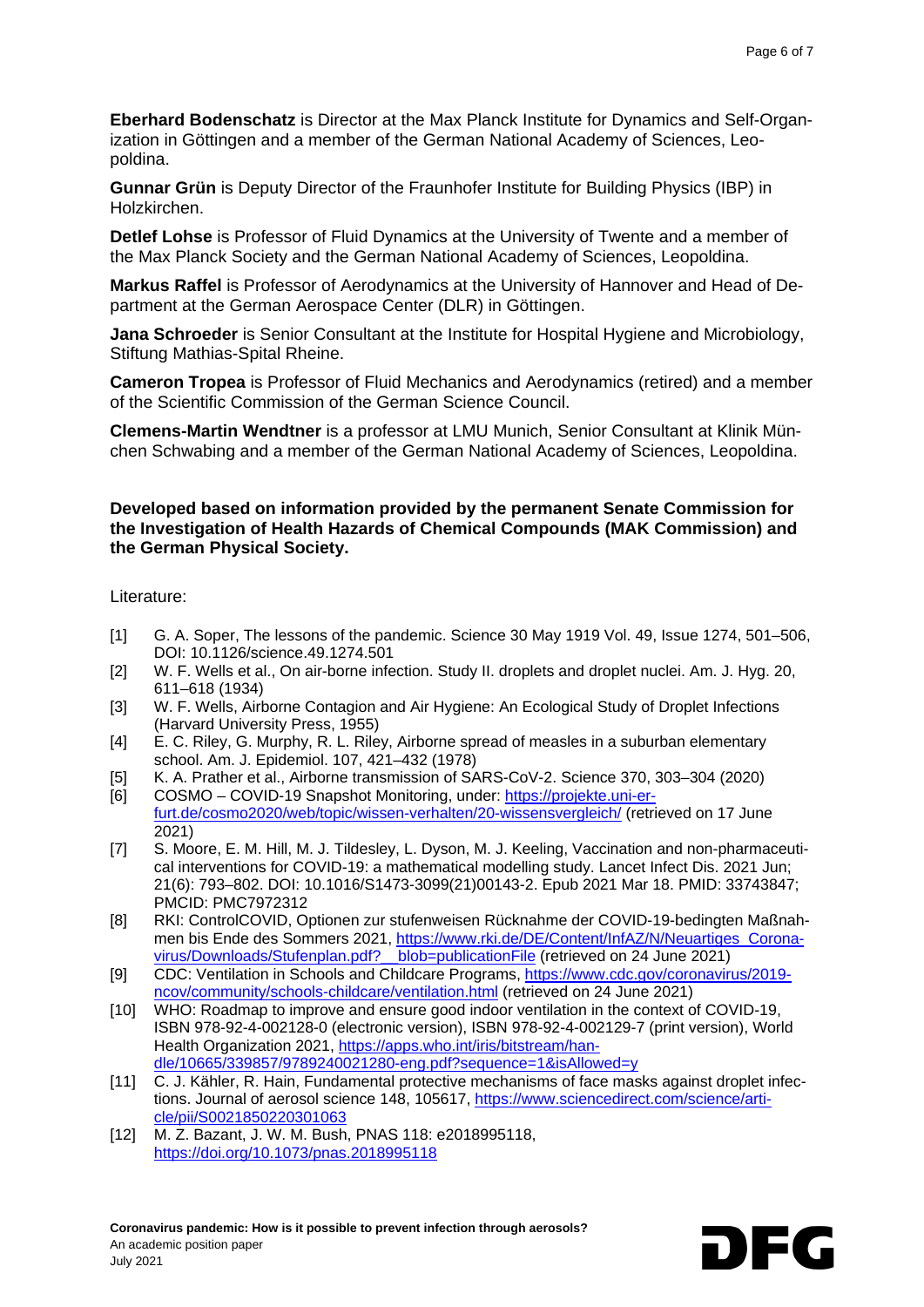**Eberhard Bodenschatz** is Director at the Max Planck Institute for Dynamics and Self-Organization in Göttingen and a member of the German National Academy of Sciences, Leopoldina.

**Gunnar Grün** is Deputy Director of the Fraunhofer Institute for Building Physics (IBP) in Holzkirchen.

**Detlef Lohse** is Professor of Fluid Dynamics at the University of Twente and a member of the Max Planck Society and the German National Academy of Sciences, Leopoldina.

**Markus Raffel** is Professor of Aerodynamics at the University of Hannover and Head of Department at the German Aerospace Center (DLR) in Göttingen.

**Jana Schroeder** is Senior Consultant at the Institute for Hospital Hygiene and Microbiology, Stiftung Mathias-Spital Rheine.

**Cameron Tropea** is Professor of Fluid Mechanics and Aerodynamics (retired) and a member of the Scientific Commission of the German Science Council.

**Clemens-Martin Wendtner** is a professor at LMU Munich, Senior Consultant at Klinik München Schwabing and a member of the German National Academy of Sciences, Leopoldina.

**Developed based on information provided by the permanent Senate Commission for the Investigation of Health Hazards of Chemical Compounds (MAK Commission) and the German Physical Society.**

Literature:

[1] G. A. Soper, The lessons of the pandemic. Science 30 May 1919 Vol. 49, Issue 1274, 501–506, DOI: 10.1126/science.49.1274.501

[2] W. F. Wells et al., On air-borne infection. Study II. droplets and droplet nuclei. Am. J. Hyg. 20, 611–618 (1934)

[3] W. F. Wells, Airborne Contagion and Air Hygiene: An Ecological Study of Droplet Infections (Harvard University Press, 1955)

[4] E. C. Riley, G. Murphy, R. L. Riley, Airborne spread of measles in a suburban elementary school. Am. J. Epidemiol. 107, 421–432 (1978)

[5] K. A. Prather et al., Airborne transmission of SARS-CoV-2. Science 370, 303–304 (2020)

[6] COSMO – COVID-19 Snapshot Monitoring, under: https://projekte.uni-erfurt.de/cosmo2020/web/topic/wissen-verhalten/20-wissensvergleich/ (retrieved on 17 June 2021)

[7] S. Moore, E. M. Hill, M. J. Tildesley, L. Dyson, M. J. Keeling, Vaccination and non-pharmaceutical interventions for COVID-19: a mathematical modelling study. Lancet Infect Dis. 2021 Jun; 21(6): 793–802. DOI: 10.1016/S1473-3099(21)00143-2. Epub 2021 Mar 18. PMID: 33743847; PMCID: PMC7972312

[8] RKI: ControlCOVID, Optionen zur stufenweisen Rücknahme der COVID-19-bedingten Maßnahmen bis Ende des Sommers 2021, https://www.rki.de/DE/Content/InfAZ/N/Neuartiges_Coronavirus/Downloads/Stufenplan.pdf?__blob=publicationFile (retrieved on 24 June 2021)

[9] CDC: Ventilation in Schools and Childcare Programs, https://www.cdc.gov/coronavirus/2019-ncov/community/schools-childcare/ventilation.html (retrieved on 24 June 2021)

[10] WHO: Roadmap to improve and ensure good indoor ventilation in the context of COVID-19, ISBN 978-92-4-002128-0 (electronic version), ISBN 978-92-4-002129-7 (print version), World Health Organization 2021, https://apps.who.int/iris/bitstream/handle/10665/339857/9789240021280-eng.pdf?sequence=1&isAllowed=y

[11] C. J. Kähler, R. Hain, Fundamental protective mechanisms of face masks against droplet infections. Journal of aerosol science 148, 105617, https://www.sciencedirect.com/science/article/pii/S0021850220301063

[12] M. Z. Bazant, J. W. M. Bush, PNAS 118: e2018995118, https://doi.org/10.1073/pnas.2018995118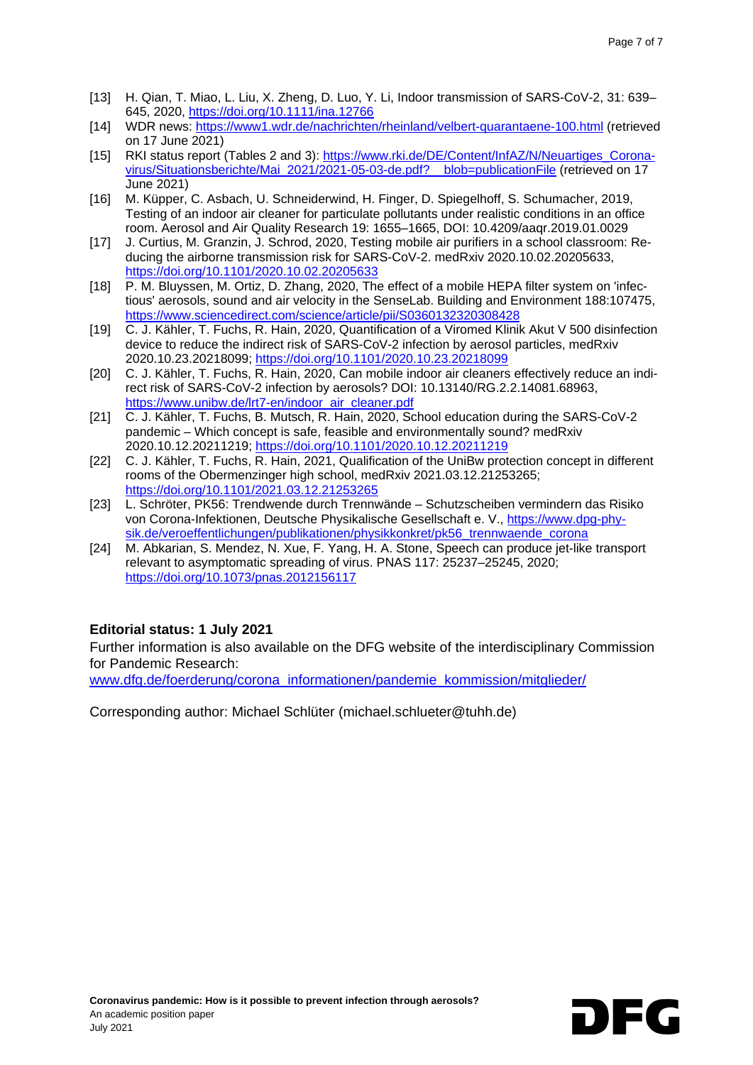[13] H. Qian, T. Miao, L. Liu, X. Zheng, D. Luo, Y. Li, Indoor transmission of SARS-CoV-2, 31: 639–645, 2020, https://doi.org/10.1111/ina.12766

[14] WDR news: https://www1.wdr.de/nachrichten/rheinland/velbert-quarantaene-100.html (retrieved on 17 June 2021)

[15] RKI status report (Tables 2 and 3): https://www.rki.de/DE/Content/InfAZ/N/Neuartiges_Coronavirus/Situationsberichte/Mai_2021/2021-05-03-de.pdf?__blob=publicationFile (retrieved on 17 June 2021)

[16] M. Küpper, C. Asbach, U. Schneiderwind, H. Finger, D. Spiegelhoff, S. Schumacher, 2019, Testing of an indoor air cleaner for particulate pollutants under realistic conditions in an office room. Aerosol and Air Quality Research 19: 1655–1665, DOI: 10.4209/aaqr.2019.01.0029

[17] J. Curtius, M. Granzin, J. Schrod, 2020, Testing mobile air purifiers in a school classroom: Reducing the airborne transmission risk for SARS-CoV-2. medRxiv 2020.10.02.20205633, https://doi.org/10.1101/2020.10.02.20205633

[18] P. M. Bluyssen, M. Ortiz, D. Zhang, 2020, The effect of a mobile HEPA filter system on 'infectious' aerosols, sound and air velocity in the SenseLab. Building and Environment 188:107475, https://www.sciencedirect.com/science/article/pii/S0360132320308428

[19] C. J. Kähler, T. Fuchs, R. Hain, 2020, Quantification of a Viromed Klinik Akut V 500 disinfection device to reduce the indirect risk of SARS-CoV-2 infection by aerosol particles, medRxiv 2020.10.23.20218099; https://doi.org/10.1101/2020.10.23.20218099

[20] C. J. Kähler, T. Fuchs, R. Hain, 2020, Can mobile indoor air cleaners effectively reduce an indirect risk of SARS-CoV-2 infection by aerosols? DOI: 10.13140/RG.2.2.14081.68963, https://www.unibw.de/lrt7-en/indoor_air_cleaner.pdf

[21] C. J. Kähler, T. Fuchs, B. Mutsch, R. Hain, 2020, School education during the SARS-CoV-2 pandemic – Which concept is safe, feasible and environmentally sound? medRxiv 2020.10.12.20211219; https://doi.org/10.1101/2020.10.12.20211219

[22] C. J. Kähler, T. Fuchs, R. Hain, 2021, Qualification of the UniBw protection concept in different rooms of the Obermenzinger high school, medRxiv 2021.03.12.21253265; https://doi.org/10.1101/2021.03.12.21253265

[23] L. Schröter, PK56: Trendwende durch Trennwände – Schutzscheiben vermindern das Risiko von Corona-Infektionen, Deutsche Physikalische Gesellschaft e. V., https://www.dpg-physik.de/veroeffentlichungen/publikationen/physikkonkret/pk56_trennwaende_corona

[24] M. Abkarian, S. Mendez, N. Xue, F. Yang, H. A. Stone, Speech can produce jet-like transport relevant to asymptomatic spreading of virus. PNAS 117: 25237–25245, 2020; https://doi.org/10.1073/pnas.2012156117

**Editorial status: 1 July 2021**

Further information is also available on the DFG website of the interdisciplinary Commission for Pandemic Research:
www.dfg.de/foerderung/corona_informationen/pandemie_kommission/mitglieder/

Corresponding author: Michael Schlüter (michael.schlueter@tuhh.de)